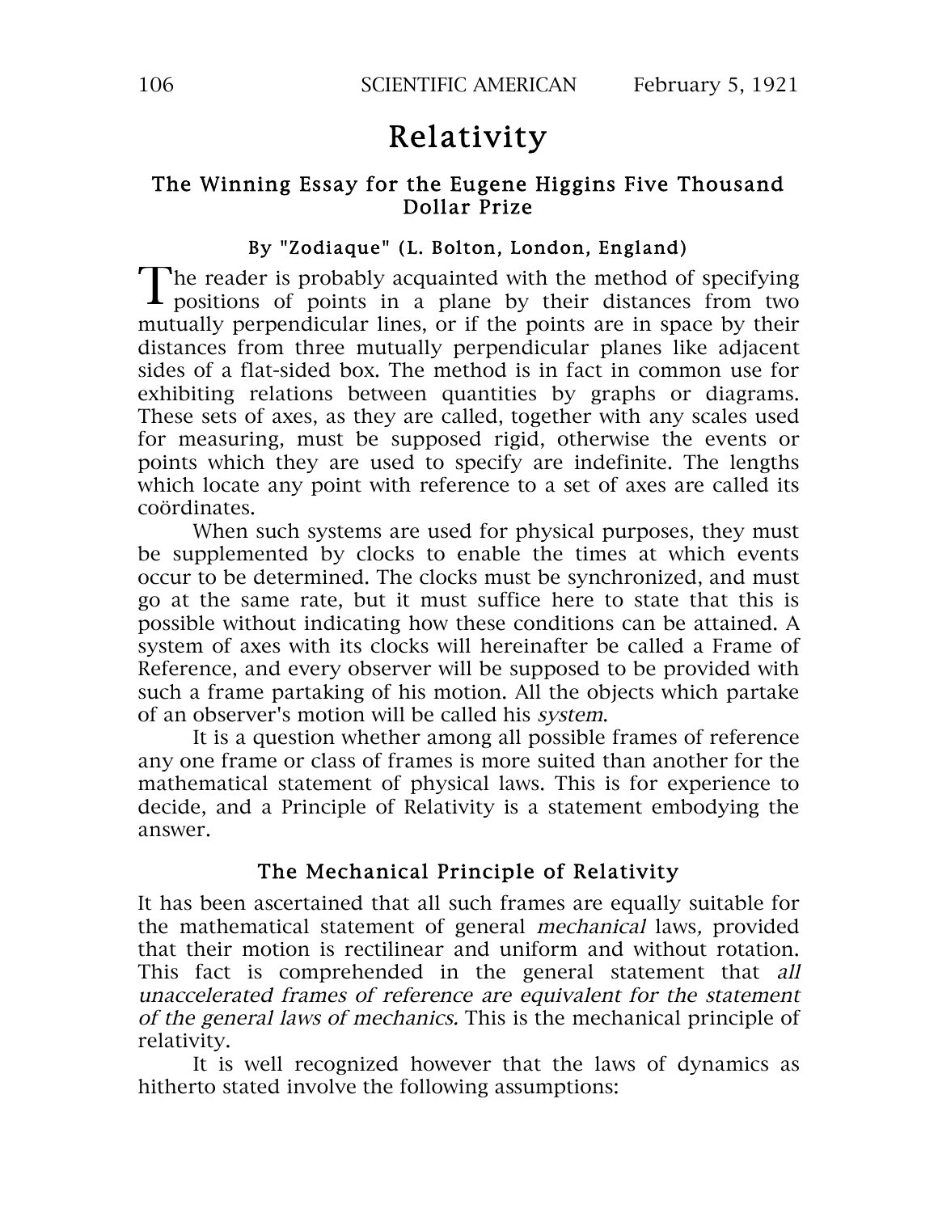# Relativity

## The Winning Essay for the Eugene Higgins Five Thousand Dollar Prize

### By "Zodiaque" (L. Bolton, London, England)

The reader is probably acquainted with the method of specifying positions of points in a plane by their distances from two mutually perpendicular lines, or if the points are in space by their distances from three mutually perpendicular planes like adjacent sides of a flat-sided box. The method is in fact in common use for exhibiting relations between quantities by graphs or diagrams. These sets of axes, as they are called, together with any scales used for measuring, must be supposed rigid, otherwise the events or points which they are used to specify are indefinite. The lengths which locate any point with reference to a set of axes are called its coördinates.

When such systems are used for physical purposes, they must be supplemented by clocks to enable the times at which events occur to be determined. The clocks must be synchronized, and must go at the same rate, but it must suffice here to state that this is possible without indicating how these conditions can be attained. A system of axes with its clocks will hereinafter be called a Frame of Reference, and every observer will be supposed to be provided with such a frame partaking of his motion. All the objects which partake of an observer's motion will be called his *system*.

It is a question whether among all possible frames of reference any one frame or class of frames is more suited than another for the mathematical statement of physical laws. This is for experience to decide, and a Principle of Relativity is a statement embodying the answer.

### The Mechanical Principle of Relativity

It has been ascertained that all such frames are equally suitable for the mathematical statement of general *mechanical* laws, provided that their motion is rectilinear and uniform and without rotation. This fact is comprehended in the general statement that *all unaccelerated frames of reference are equivalent for the statement of the general laws of mechanics.* This is the mechanical principle of relativity.

It is well recognized however that the laws of dynamics as hitherto stated involve the following assumptions: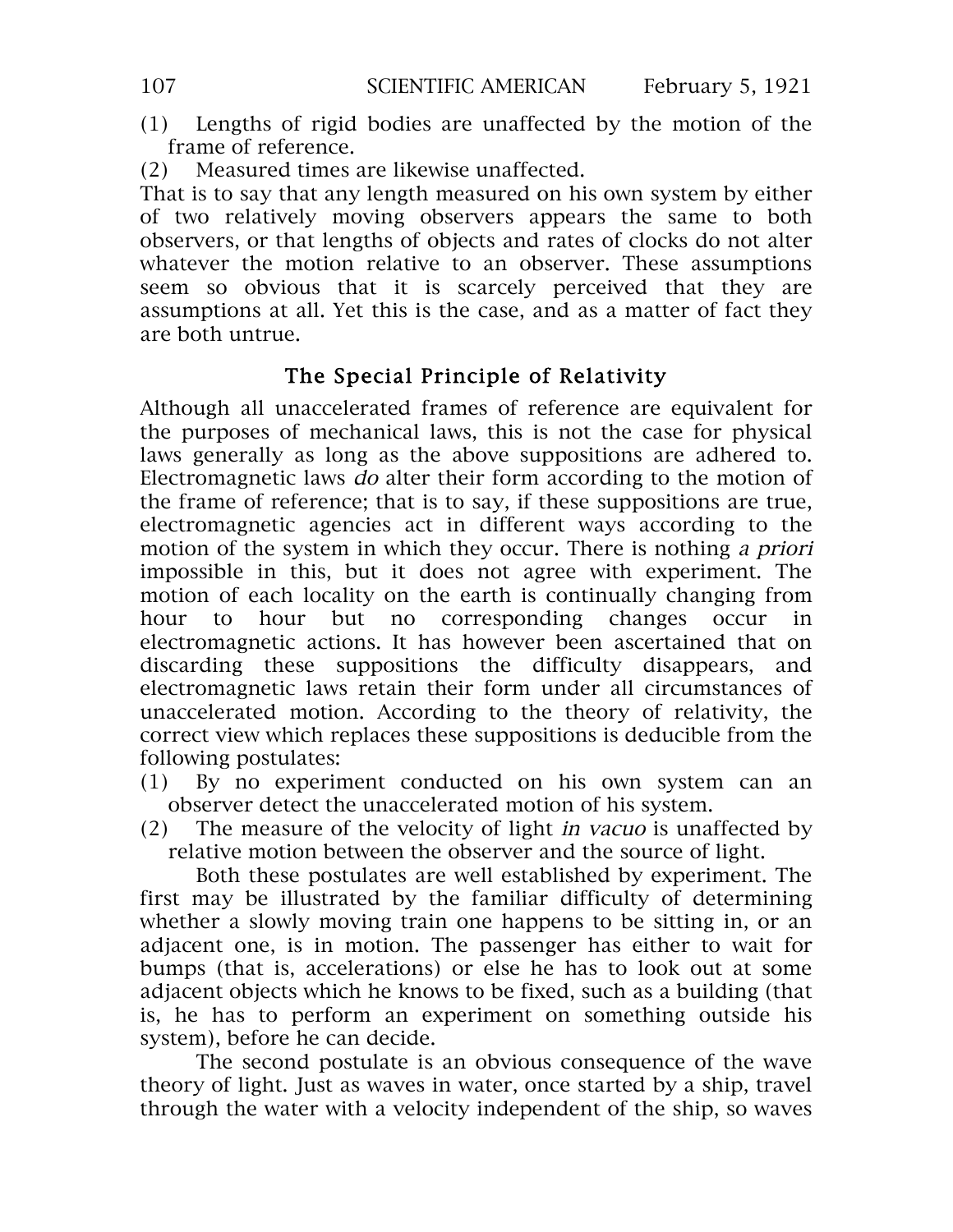(1) Lengths of rigid bodies are unaffected by the motion of the frame of reference.

(2) Measured times are likewise unaffected.

That is to say that any length measured on his own system by either of two relatively moving observers appears the same to both observers, or that lengths of objects and rates of clocks do not alter whatever the motion relative to an observer. These assumptions seem so obvious that it is scarcely perceived that they are assumptions at all. Yet this is the case, and as a matter of fact they are both untrue.

## The Special Principle of Relativity

Although all unaccelerated frames of reference are equivalent for the purposes of mechanical laws, this is not the case for physical laws generally as long as the above suppositions are adhered to. Electromagnetic laws *do* alter their form according to the motion of the frame of reference; that is to say, if these suppositions are true, electromagnetic agencies act in different ways according to the motion of the system in which they occur. There is nothing *a priori* impossible in this, but it does not agree with experiment. The motion of each locality on the earth is continually changing from hour to hour but no corresponding changes occur in electromagnetic actions. It has however been ascertained that on discarding these suppositions the difficulty disappears, and electromagnetic laws retain their form under all circumstances of unaccelerated motion. According to the theory of relativity, the correct view which replaces these suppositions is deducible from the following postulates:

(1) By no experiment conducted on his own system can an observer detect the unaccelerated motion of his system.

(2) The measure of the velocity of light *in vacuo* is unaffected by relative motion between the observer and the source of light.

Both these postulates are well established by experiment. The first may be illustrated by the familiar difficulty of determining whether a slowly moving train one happens to be sitting in, or an adjacent one, is in motion. The passenger has either to wait for bumps (that is, accelerations) or else he has to look out at some adjacent objects which he knows to be fixed, such as a building (that is, he has to perform an experiment on something outside his system), before he can decide.

The second postulate is an obvious consequence of the wave theory of light. Just as waves in water, once started by a ship, travel through the water with a velocity independent of the ship, so waves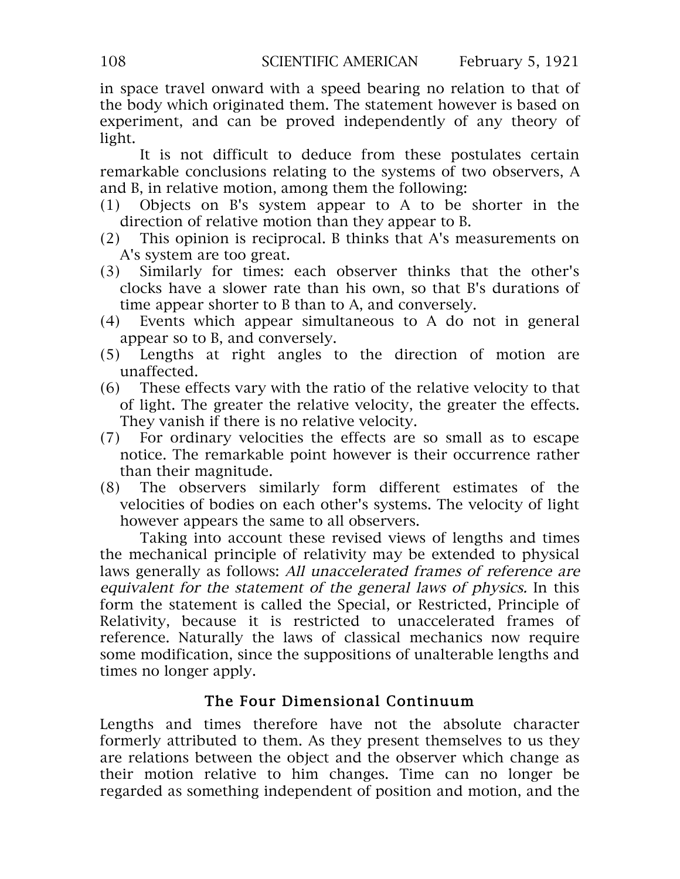in space travel onward with a speed bearing no relation to that of the body which originated them. The statement however is based on experiment, and can be proved independently of any theory of light.

It is not difficult to deduce from these postulates certain remarkable conclusions relating to the systems of two observers, A and B, in relative motion, among them the following:

(1) Objects on B's system appear to A to be shorter in the direction of relative motion than they appear to B.

(2) This opinion is reciprocal. B thinks that A's measurements on A's system are too great.

(3) Similarly for times: each observer thinks that the other's clocks have a slower rate than his own, so that B's durations of time appear shorter to B than to A, and conversely.

(4) Events which appear simultaneous to A do not in general appear so to B, and conversely.

(5) Lengths at right angles to the direction of motion are unaffected.

(6) These effects vary with the ratio of the relative velocity to that of light. The greater the relative velocity, the greater the effects. They vanish if there is no relative velocity.

(7) For ordinary velocities the effects are so small as to escape notice. The remarkable point however is their occurrence rather than their magnitude.

(8) The observers similarly form different estimates of the velocities of bodies on each other's systems. The velocity of light however appears the same to all observers.

Taking into account these revised views of lengths and times the mechanical principle of relativity may be extended to physical laws generally as follows: *All unaccelerated frames of reference are equivalent for the statement of the general laws of physics.* In this form the statement is called the Special, or Restricted, Principle of Relativity, because it is restricted to unaccelerated frames of reference. Naturally the laws of classical mechanics now require some modification, since the suppositions of unalterable lengths and times no longer apply.

## The Four Dimensional Continuum

Lengths and times therefore have not the absolute character formerly attributed to them. As they present themselves to us they are relations between the object and the observer which change as their motion relative to him changes. Time can no longer be regarded as something independent of position and motion, and the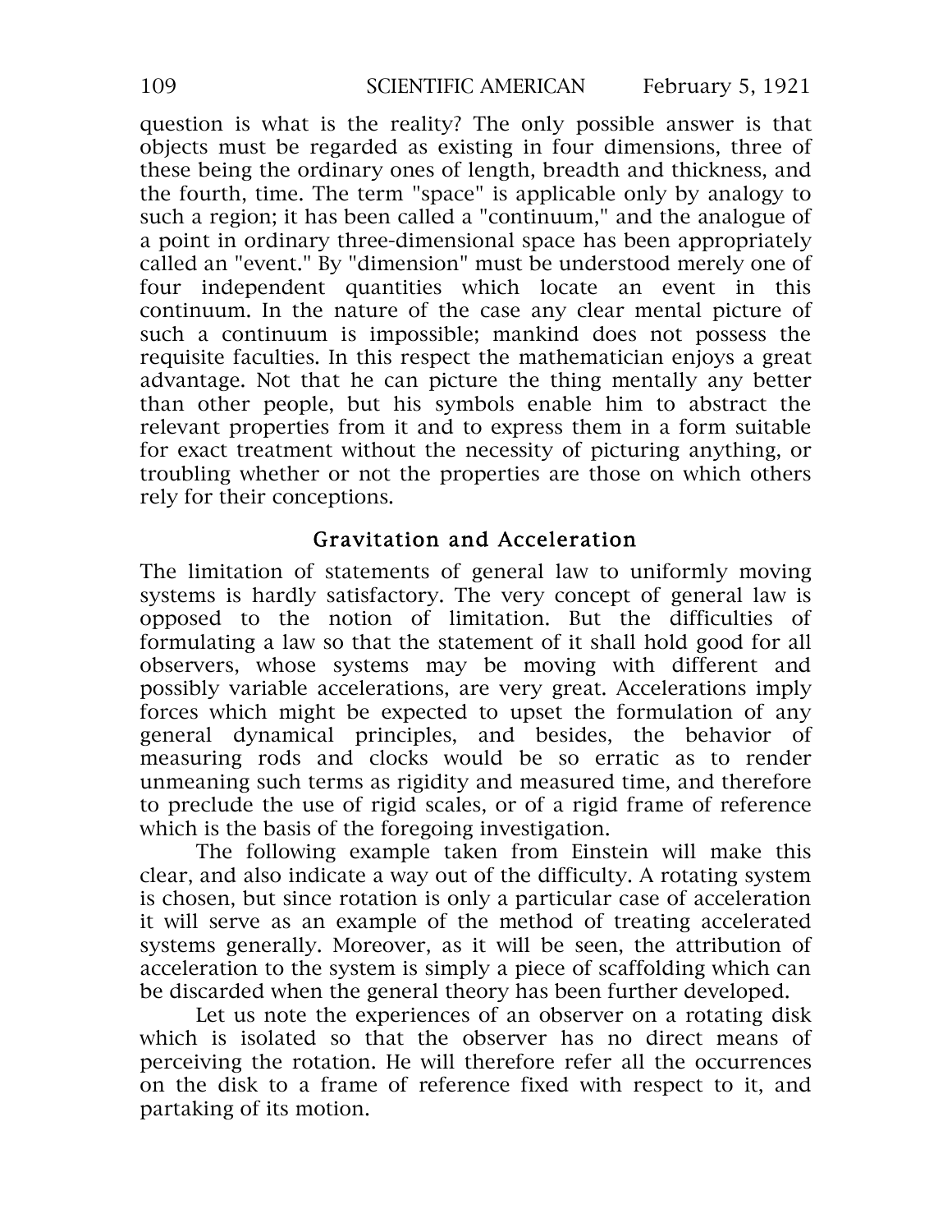question is what is the reality? The only possible answer is that objects must be regarded as existing in four dimensions, three of these being the ordinary ones of length, breadth and thickness, and the fourth, time. The term "space" is applicable only by analogy to such a region; it has been called a "continuum," and the analogue of a point in ordinary three-dimensional space has been appropriately called an "event." By "dimension" must be understood merely one of four independent quantities which locate an event in this continuum. In the nature of the case any clear mental picture of such a continuum is impossible; mankind does not possess the requisite faculties. In this respect the mathematician enjoys a great advantage. Not that he can picture the thing mentally any better than other people, but his symbols enable him to abstract the relevant properties from it and to express them in a form suitable for exact treatment without the necessity of picturing anything, or troubling whether or not the properties are those on which others rely for their conceptions.

## Gravitation and Acceleration

The limitation of statements of general law to uniformly moving systems is hardly satisfactory. The very concept of general law is opposed to the notion of limitation. But the difficulties of formulating a law so that the statement of it shall hold good for all observers, whose systems may be moving with different and possibly variable accelerations, are very great. Accelerations imply forces which might be expected to upset the formulation of any general dynamical principles, and besides, the behavior of measuring rods and clocks would be so erratic as to render unmeaning such terms as rigidity and measured time, and therefore to preclude the use of rigid scales, or of a rigid frame of reference which is the basis of the foregoing investigation.

The following example taken from Einstein will make this clear, and also indicate a way out of the difficulty. A rotating system is chosen, but since rotation is only a particular case of acceleration it will serve as an example of the method of treating accelerated systems generally. Moreover, as it will be seen, the attribution of acceleration to the system is simply a piece of scaffolding which can be discarded when the general theory has been further developed.

Let us note the experiences of an observer on a rotating disk which is isolated so that the observer has no direct means of perceiving the rotation. He will therefore refer all the occurrences on the disk to a frame of reference fixed with respect to it, and partaking of its motion.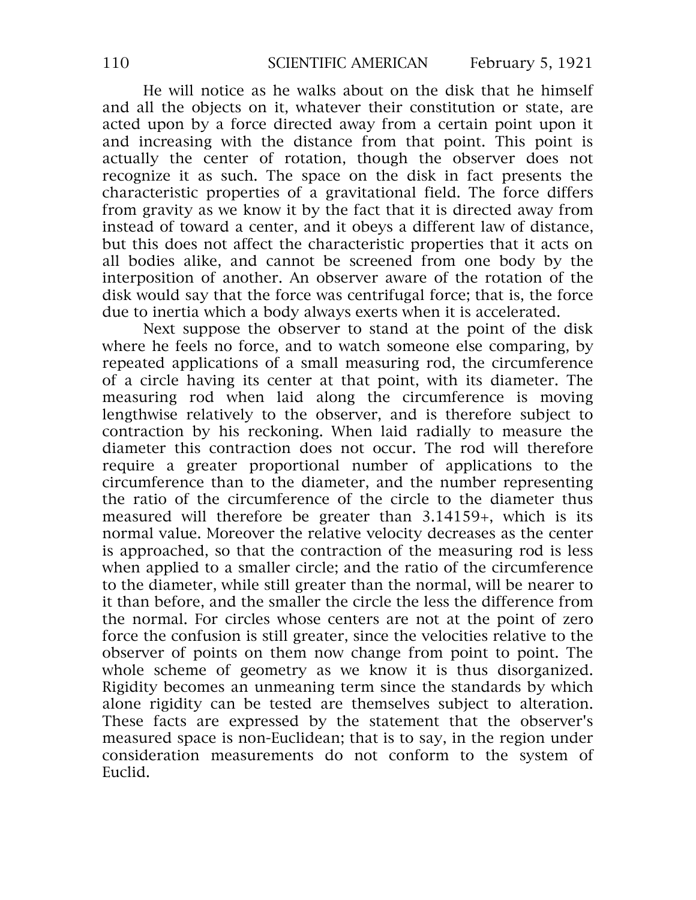He will notice as he walks about on the disk that he himself and all the objects on it, whatever their constitution or state, are acted upon by a force directed away from a certain point upon it and increasing with the distance from that point. This point is actually the center of rotation, though the observer does not recognize it as such. The space on the disk in fact presents the characteristic properties of a gravitational field. The force differs from gravity as we know it by the fact that it is directed away from instead of toward a center, and it obeys a different law of distance, but this does not affect the characteristic properties that it acts on all bodies alike, and cannot be screened from one body by the interposition of another. An observer aware of the rotation of the disk would say that the force was centrifugal force; that is, the force due to inertia which a body always exerts when it is accelerated.

Next suppose the observer to stand at the point of the disk where he feels no force, and to watch someone else comparing, by repeated applications of a small measuring rod, the circumference of a circle having its center at that point, with its diameter. The measuring rod when laid along the circumference is moving lengthwise relatively to the observer, and is therefore subject to contraction by his reckoning. When laid radially to measure the diameter this contraction does not occur. The rod will therefore require a greater proportional number of applications to the circumference than to the diameter, and the number representing the ratio of the circumference of the circle to the diameter thus measured will therefore be greater than 3.14159+, which is its normal value. Moreover the relative velocity decreases as the center is approached, so that the contraction of the measuring rod is less when applied to a smaller circle; and the ratio of the circumference to the diameter, while still greater than the normal, will be nearer to it than before, and the smaller the circle the less the difference from the normal. For circles whose centers are not at the point of zero force the confusion is still greater, since the velocities relative to the observer of points on them now change from point to point. The whole scheme of geometry as we know it is thus disorganized. Rigidity becomes an unmeaning term since the standards by which alone rigidity can be tested are themselves subject to alteration. These facts are expressed by the statement that the observer's measured space is non-Euclidean; that is to say, in the region under consideration measurements do not conform to the system of Euclid.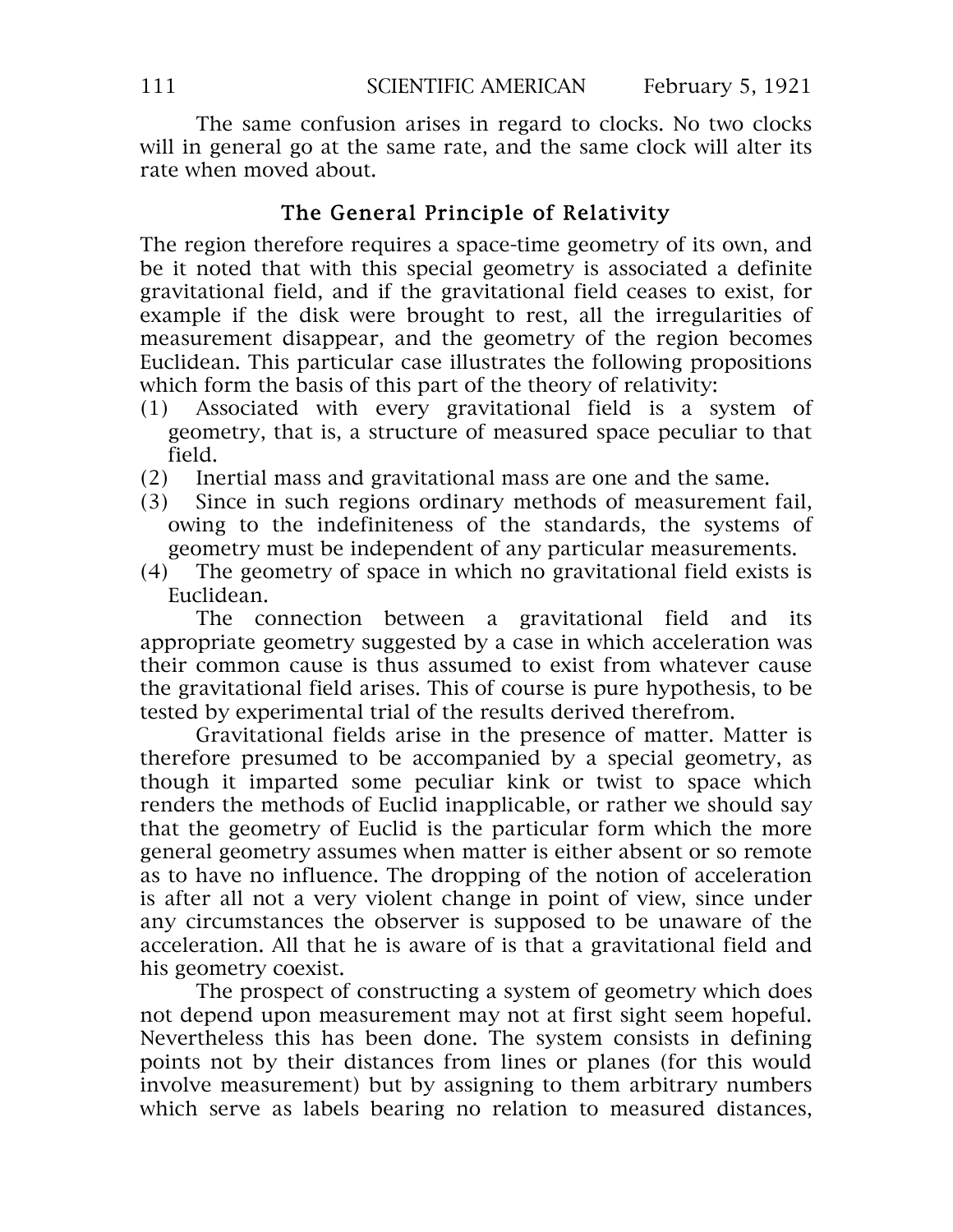The same confusion arises in regard to clocks. No two clocks will in general go at the same rate, and the same clock will alter its rate when moved about.

### The General Principle of Relativity

The region therefore requires a space-time geometry of its own, and be it noted that with this special geometry is associated a definite gravitational field, and if the gravitational field ceases to exist, for example if the disk were brought to rest, all the irregularities of measurement disappear, and the geometry of the region becomes Euclidean. This particular case illustrates the following propositions which form the basis of this part of the theory of relativity:

(1) Associated with every gravitational field is a system of geometry, that is, a structure of measured space peculiar to that field.

(2) Inertial mass and gravitational mass are one and the same.

(3) Since in such regions ordinary methods of measurement fail, owing to the indefiniteness of the standards, the systems of geometry must be independent of any particular measurements.

(4) The geometry of space in which no gravitational field exists is Euclidean.

The connection between a gravitational field and its appropriate geometry suggested by a case in which acceleration was their common cause is thus assumed to exist from whatever cause the gravitational field arises. This of course is pure hypothesis, to be tested by experimental trial of the results derived therefrom.

Gravitational fields arise in the presence of matter. Matter is therefore presumed to be accompanied by a special geometry, as though it imparted some peculiar kink or twist to space which renders the methods of Euclid inapplicable, or rather we should say that the geometry of Euclid is the particular form which the more general geometry assumes when matter is either absent or so remote as to have no influence. The dropping of the notion of acceleration is after all not a very violent change in point of view, since under any circumstances the observer is supposed to be unaware of the acceleration. All that he is aware of is that a gravitational field and his geometry coexist.

The prospect of constructing a system of geometry which does not depend upon measurement may not at first sight seem hopeful. Nevertheless this has been done. The system consists in defining points not by their distances from lines or planes (for this would involve measurement) but by assigning to them arbitrary numbers which serve as labels bearing no relation to measured distances,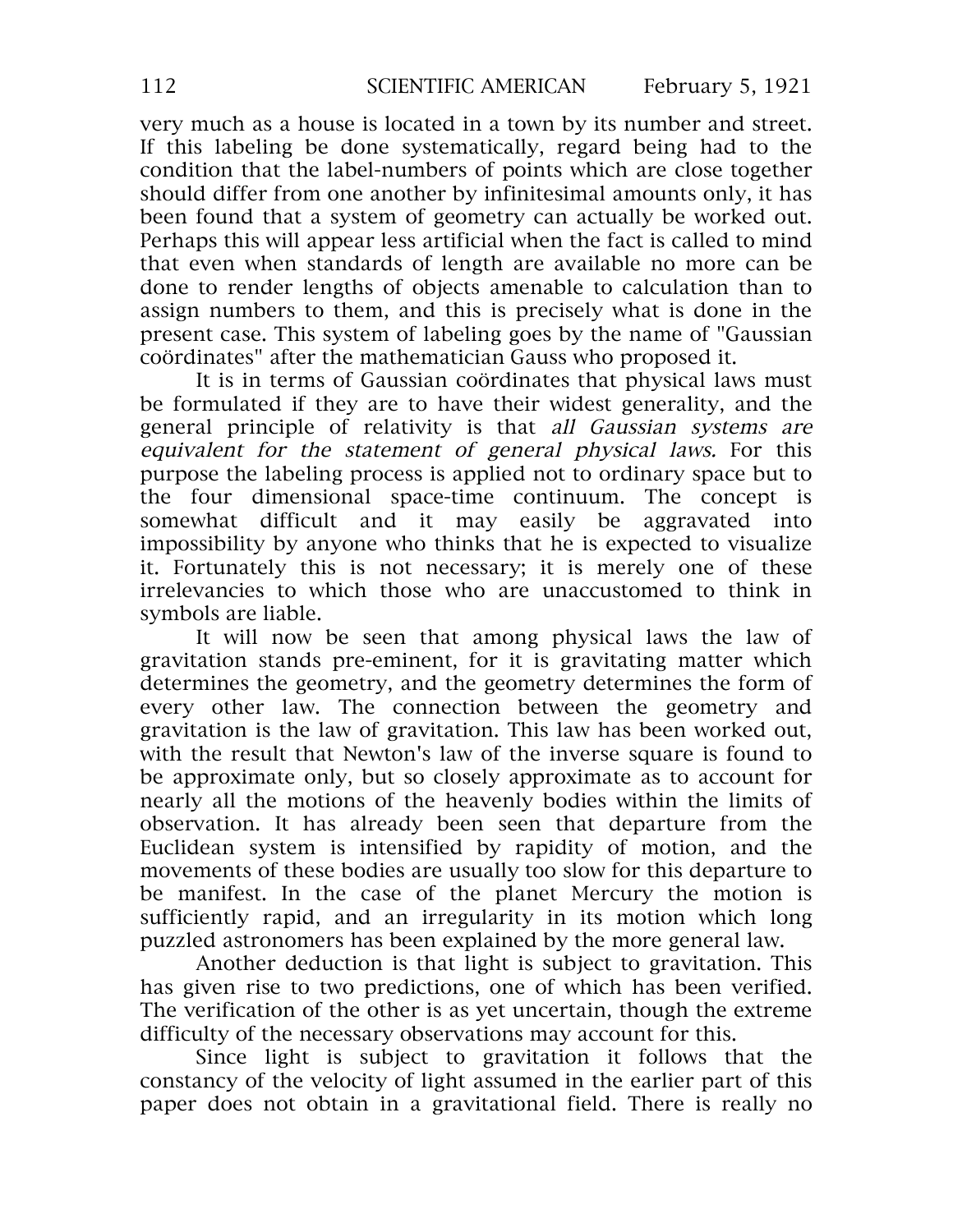very much as a house is located in a town by its number and street. If this labeling be done systematically, regard being had to the condition that the label-numbers of points which are close together should differ from one another by infinitesimal amounts only, it has been found that a system of geometry can actually be worked out. Perhaps this will appear less artificial when the fact is called to mind that even when standards of length are available no more can be done to render lengths of objects amenable to calculation than to assign numbers to them, and this is precisely what is done in the present case. This system of labeling goes by the name of "Gaussian coördinates" after the mathematician Gauss who proposed it.

It is in terms of Gaussian coördinates that physical laws must be formulated if they are to have their widest generality, and the general principle of relativity is that *all Gaussian systems are equivalent for the statement of general physical laws.* For this purpose the labeling process is applied not to ordinary space but to the four dimensional space-time continuum. The concept is somewhat difficult and it may easily be aggravated into impossibility by anyone who thinks that he is expected to visualize it. Fortunately this is not necessary; it is merely one of these irrelevancies to which those who are unaccustomed to think in symbols are liable.

It will now be seen that among physical laws the law of gravitation stands pre-eminent, for it is gravitating matter which determines the geometry, and the geometry determines the form of every other law. The connection between the geometry and gravitation is the law of gravitation. This law has been worked out, with the result that Newton's law of the inverse square is found to be approximate only, but so closely approximate as to account for nearly all the motions of the heavenly bodies within the limits of observation. It has already been seen that departure from the Euclidean system is intensified by rapidity of motion, and the movements of these bodies are usually too slow for this departure to be manifest. In the case of the planet Mercury the motion is sufficiently rapid, and an irregularity in its motion which long puzzled astronomers has been explained by the more general law.

Another deduction is that light is subject to gravitation. This has given rise to two predictions, one of which has been verified. The verification of the other is as yet uncertain, though the extreme difficulty of the necessary observations may account for this.

Since light is subject to gravitation it follows that the constancy of the velocity of light assumed in the earlier part of this paper does not obtain in a gravitational field. There is really no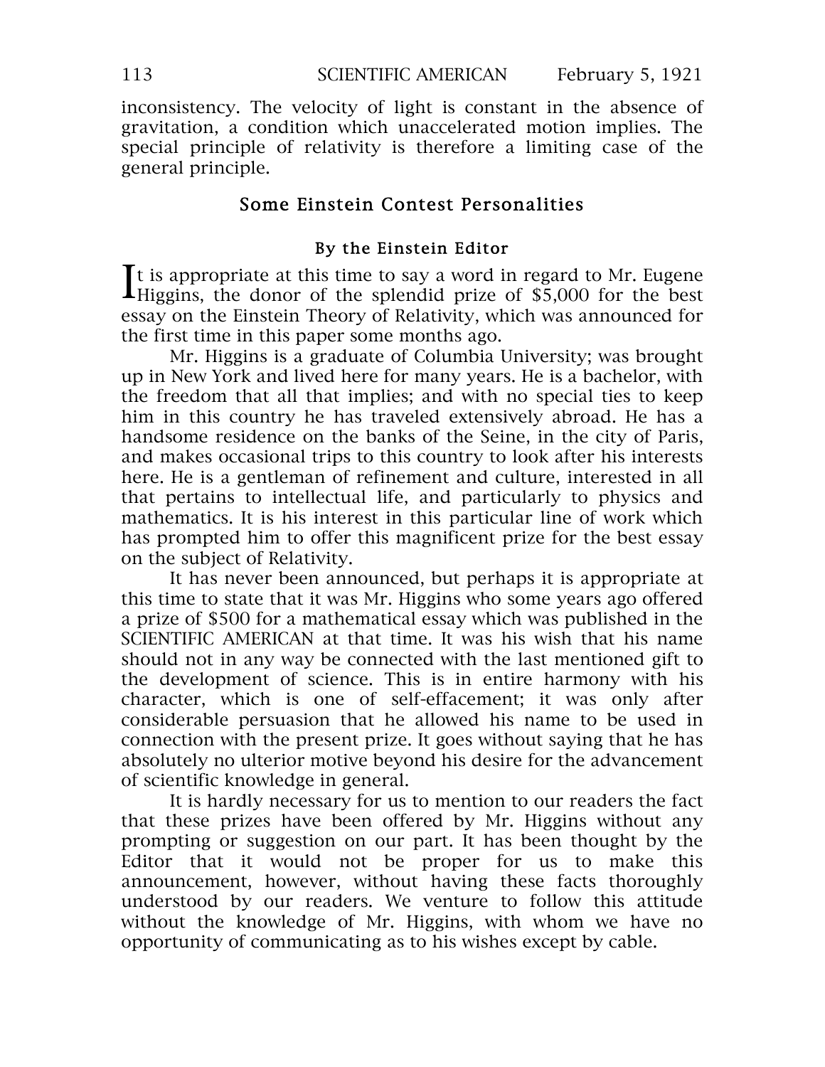inconsistency. The velocity of light is constant in the absence of gravitation, a condition which unaccelerated motion implies. The special principle of relativity is therefore a limiting case of the general principle.

## Some Einstein Contest Personalities

### By the Einstein Editor

It is appropriate at this time to say a word in regard to Mr. Eugene Higgins, the donor of the splendid prize of $5,000 for the best essay on the Einstein Theory of Relativity, which was announced for the first time in this paper some months ago.

Mr. Higgins is a graduate of Columbia University; was brought up in New York and lived here for many years. He is a bachelor, with the freedom that all that implies; and with no special ties to keep him in this country he has traveled extensively abroad. He has a handsome residence on the banks of the Seine, in the city of Paris, and makes occasional trips to this country to look after his interests here. He is a gentleman of refinement and culture, interested in all that pertains to intellectual life, and particularly to physics and mathematics. It is his interest in this particular line of work which has prompted him to offer this magnificent prize for the best essay on the subject of Relativity.

It has never been announced, but perhaps it is appropriate at this time to state that it was Mr. Higgins who some years ago offered a prize of $500 for a mathematical essay which was published in the SCIENTIFIC AMERICAN at that time. It was his wish that his name should not in any way be connected with the last mentioned gift to the development of science. This is in entire harmony with his character, which is one of self-effacement; it was only after considerable persuasion that he allowed his name to be used in connection with the present prize. It goes without saying that he has absolutely no ulterior motive beyond his desire for the advancement of scientific knowledge in general.

It is hardly necessary for us to mention to our readers the fact that these prizes have been offered by Mr. Higgins without any prompting or suggestion on our part. It has been thought by the Editor that it would not be proper for us to make this announcement, however, without having these facts thoroughly understood by our readers. We venture to follow this attitude without the knowledge of Mr. Higgins, with whom we have no opportunity of communicating as to his wishes except by cable.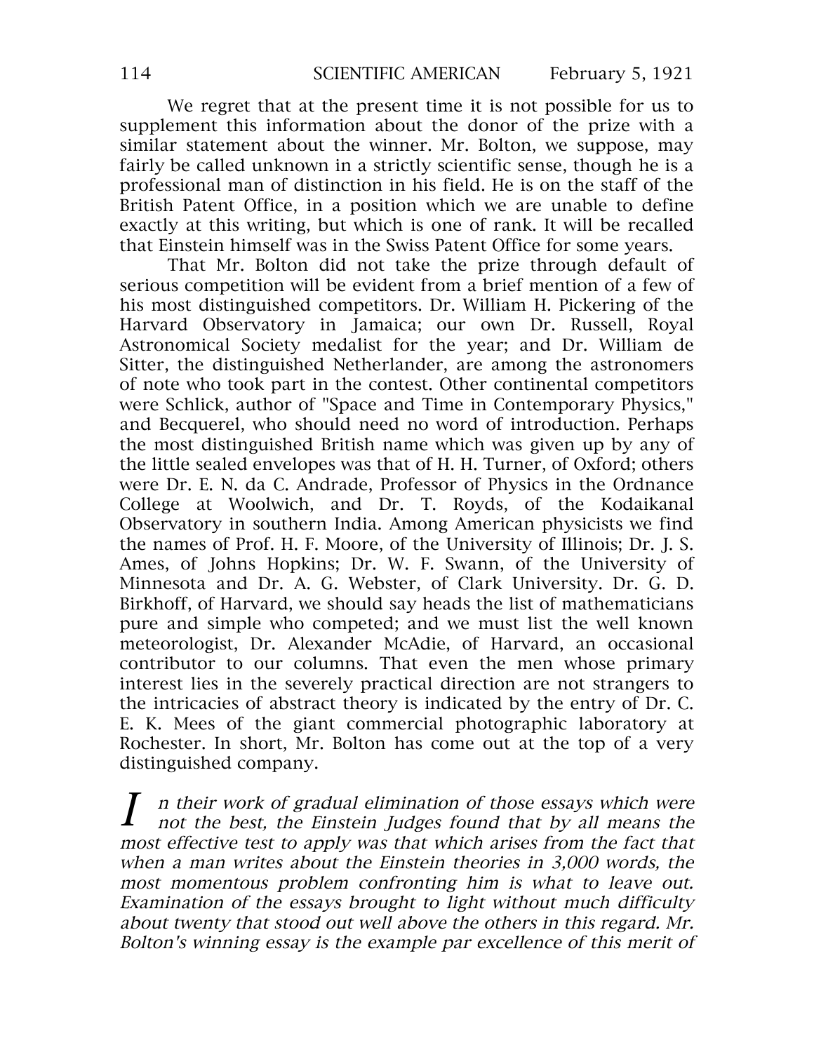We regret that at the present time it is not possible for us to supplement this information about the donor of the prize with a similar statement about the winner. Mr. Bolton, we suppose, may fairly be called unknown in a strictly scientific sense, though he is a professional man of distinction in his field. He is on the staff of the British Patent Office, in a position which we are unable to define exactly at this writing, but which is one of rank. It will be recalled that Einstein himself was in the Swiss Patent Office for some years.

That Mr. Bolton did not take the prize through default of serious competition will be evident from a brief mention of a few of his most distinguished competitors. Dr. William H. Pickering of the Harvard Observatory in Jamaica; our own Dr. Russell, Royal Astronomical Society medalist for the year; and Dr. William de Sitter, the distinguished Netherlander, are among the astronomers of note who took part in the contest. Other continental competitors were Schlick, author of "Space and Time in Contemporary Physics," and Becquerel, who should need no word of introduction. Perhaps the most distinguished British name which was given up by any of the little sealed envelopes was that of H. H. Turner, of Oxford; others were Dr. E. N. da C. Andrade, Professor of Physics in the Ordnance College at Woolwich, and Dr. T. Royds, of the Kodaikanal Observatory in southern India. Among American physicists we find the names of Prof. H. F. Moore, of the University of Illinois; Dr. J. S. Ames, of Johns Hopkins; Dr. W. F. Swann, of the University of Minnesota and Dr. A. G. Webster, of Clark University. Dr. G. D. Birkhoff, of Harvard, we should say heads the list of mathematicians pure and simple who competed; and we must list the well known meteorologist, Dr. Alexander McAdie, of Harvard, an occasional contributor to our columns. That even the men whose primary interest lies in the severely practical direction are not strangers to the intricacies of abstract theory is indicated by the entry of Dr. C. E. K. Mees of the giant commercial photographic laboratory at Rochester. In short, Mr. Bolton has come out at the top of a very distinguished company.

*In their work of gradual elimination of those essays which were not the best, the Einstein Judges found that by all means the most effective test to apply was that which arises from the fact that when a man writes about the Einstein theories in 3,000 words, the most momentous problem confronting him is what to leave out. Examination of the essays brought to light without much difficulty about twenty that stood out well above the others in this regard. Mr. Bolton's winning essay is the example par excellence of this merit of*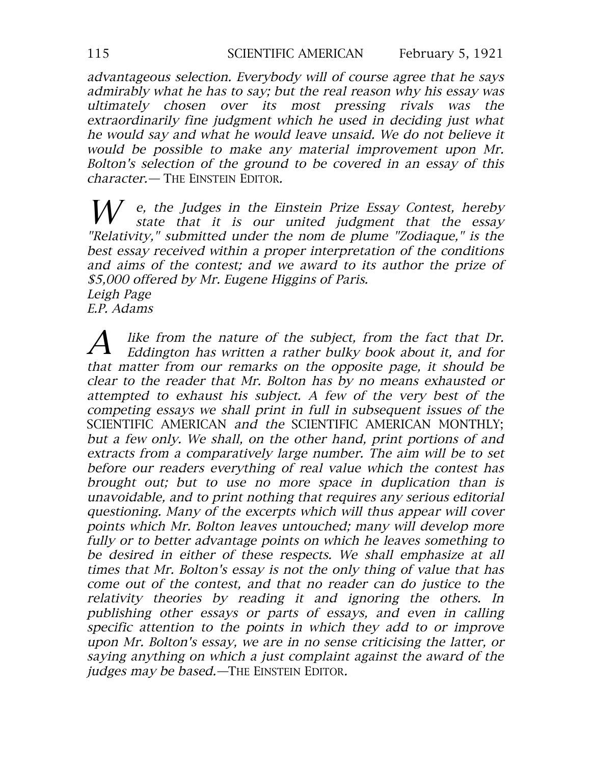*advantageous selection. Everybody will of course agree that he says admirably what he has to say; but the real reason why his essay was ultimately chosen over its most pressing rivals was the extraordinarily fine judgment which he used in deciding just what he would say and what he would leave unsaid. We do not believe it would be possible to make any material improvement upon Mr. Bolton's selection of the ground to be covered in an essay of this character.*— THE EINSTEIN EDITOR.

*We, the Judges in the Einstein Prize Essay Contest, hereby state that it is our united judgment that the essay "Relativity," submitted under the nom de plume "Zodiaque," is the best essay received within a proper interpretation of the conditions and aims of the contest; and we award to its author the prize of $5,000 offered by Mr. Eugene Higgins of Paris.*
*Leigh Page*
*E.P. Adams*

*Alike from the nature of the subject, from the fact that Dr. Eddington has written a rather bulky book about it, and for that matter from our remarks on the opposite page, it should be clear to the reader that Mr. Bolton has by no means exhausted or attempted to exhaust his subject. A few of the very best of the competing essays we shall print in full in subsequent issues of the* SCIENTIFIC AMERICAN *and the* SCIENTIFIC AMERICAN MONTHLY; *but a few only. We shall, on the other hand, print portions of and extracts from a comparatively large number. The aim will be to set before our readers everything of real value which the contest has brought out; but to use no more space in duplication than is unavoidable, and to print nothing that requires any serious editorial questioning. Many of the excerpts which will thus appear will cover points which Mr. Bolton leaves untouched; many will develop more fully or to better advantage points on which he leaves something to be desired in either of these respects. We shall emphasize at all times that Mr. Bolton's essay is not the only thing of value that has come out of the contest, and that no reader can do justice to the relativity theories by reading it and ignoring the others. In publishing other essays or parts of essays, and even in calling specific attention to the points in which they add to or improve upon Mr. Bolton's essay, we are in no sense criticising the latter, or saying anything on which a just complaint against the award of the judges may be based.*—THE EINSTEIN EDITOR.